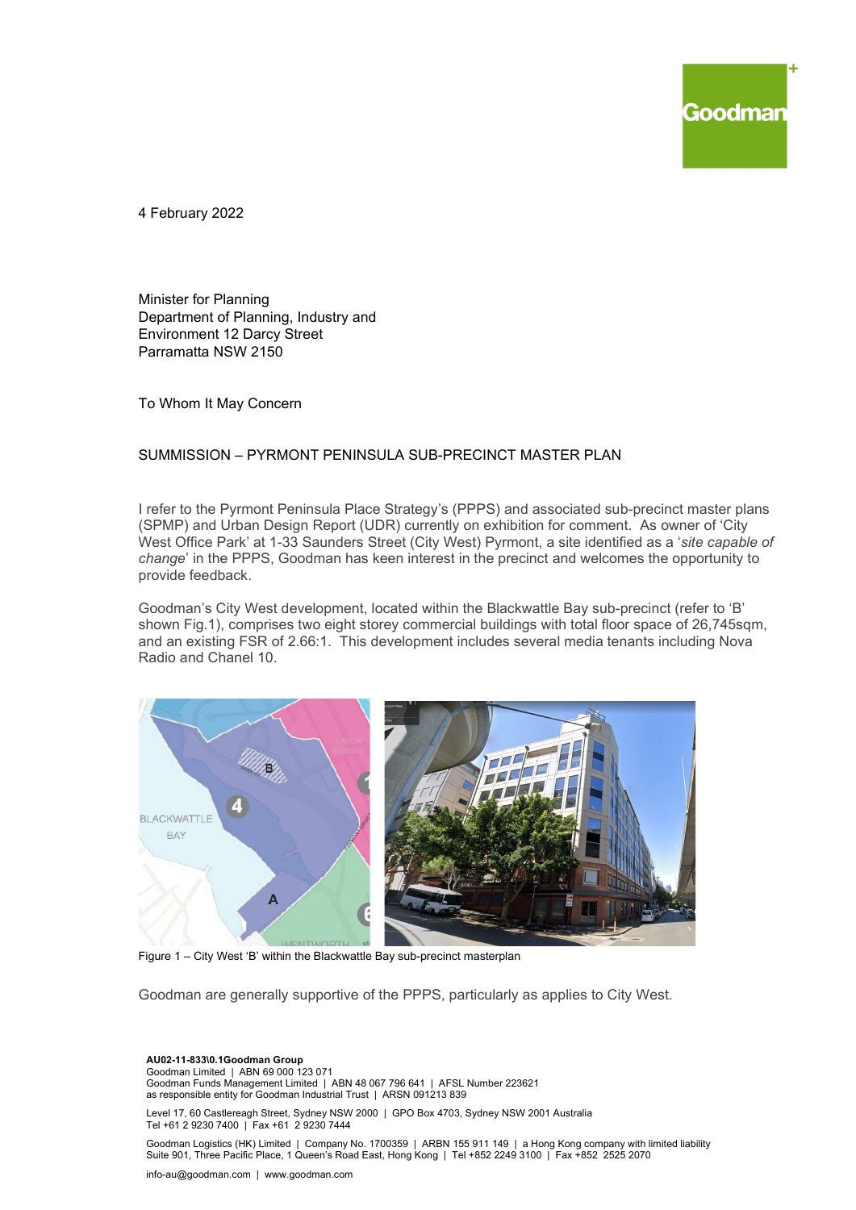4 February 2022

Minister for Planning
Department of Planning, Industry and Environment 12 Darcy Street
Parramatta NSW 2150

To Whom It May Concern

SUMMISSION – PYRMONT PENINSULA SUB-PRECINCT MASTER PLAN

I refer to the Pyrmont Peninsula Place Strategy's (PPPS) and associated sub-precinct master plans (SPMP) and Urban Design Report (UDR) currently on exhibition for comment. As owner of 'City West Office Park' at 1-33 Saunders Street (City West) Pyrmont, a site identified as a '*site capable of change*' in the PPPS, Goodman has keen interest in the precinct and welcomes the opportunity to provide feedback.

Goodman's City West development, located within the Blackwattle Bay sub-precinct (refer to 'B' shown Fig.1), comprises two eight storey commercial buildings with total floor space of 26,745sqm, and an existing FSR of 2.66:1. This development includes several media tenants including Nova Radio and Chanel 10.

Figure 1 – City West 'B' within the Blackwattle Bay sub-precinct masterplan

Goodman are generally supportive of the PPPS, particularly as applies to City West.

AU02-11-833\0.1Goodman Group
Goodman Limited | ABN 69 000 123 071
Goodman Funds Management Limited | ABN 48 067 796 641 | AFSL Number 223621
as responsible entity for Goodman Industrial Trust | ARSN 091213 839

Level 17, 60 Castlereagh Street, Sydney NSW 2000 | GPO Box 4703, Sydney NSW 2001 Australia
Tel +61 2 9230 7400 | Fax +61 2 9230 7444

Goodman Logistics (HK) Limited | Company No. 1700359 | ARBN 155 911 149 | a Hong Kong company with limited liability
Suite 901, Three Pacific Place, 1 Queen's Road East, Hong Kong | Tel +852 2249 3100 | Fax +852 2525 2070

info-au@goodman.com | www.goodman.com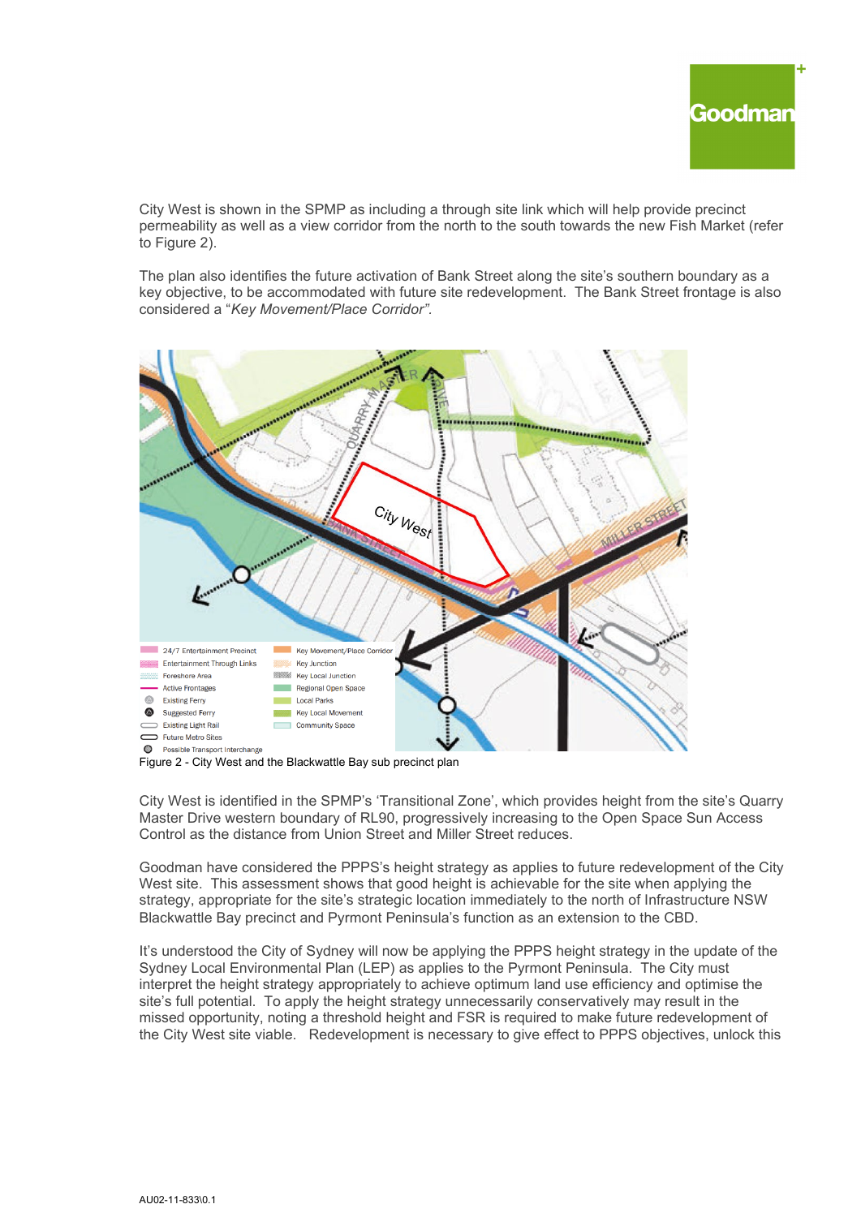City West is shown in the SPMP as including a through site link which will help provide precinct permeability as well as a view corridor from the north to the south towards the new Fish Market (refer to Figure 2).

The plan also identifies the future activation of Bank Street along the site's southern boundary as a key objective, to be accommodated with future site redevelopment. The Bank Street frontage is also considered a "*Key Movement/Place Corridor*".

Figure 2 - City West and the Blackwattle Bay sub precinct plan

City West is identified in the SPMP's 'Transitional Zone', which provides height from the site's Quarry Master Drive western boundary of RL90, progressively increasing to the Open Space Sun Access Control as the distance from Union Street and Miller Street reduces.

Goodman have considered the PPPS's height strategy as applies to future redevelopment of the City West site. This assessment shows that good height is achievable for the site when applying the strategy, appropriate for the site's strategic location immediately to the north of Infrastructure NSW Blackwattle Bay precinct and Pyrmont Peninsula's function as an extension to the CBD.

It's understood the City of Sydney will now be applying the PPPS height strategy in the update of the Sydney Local Environmental Plan (LEP) as applies to the Pyrmont Peninsula. The City must interpret the height strategy appropriately to achieve optimum land use efficiency and optimise the site's full potential. To apply the height strategy unnecessarily conservatively may result in the missed opportunity, noting a threshold height and FSR is required to make future redevelopment of the City West site viable. Redevelopment is necessary to give effect to PPPS objectives, unlock this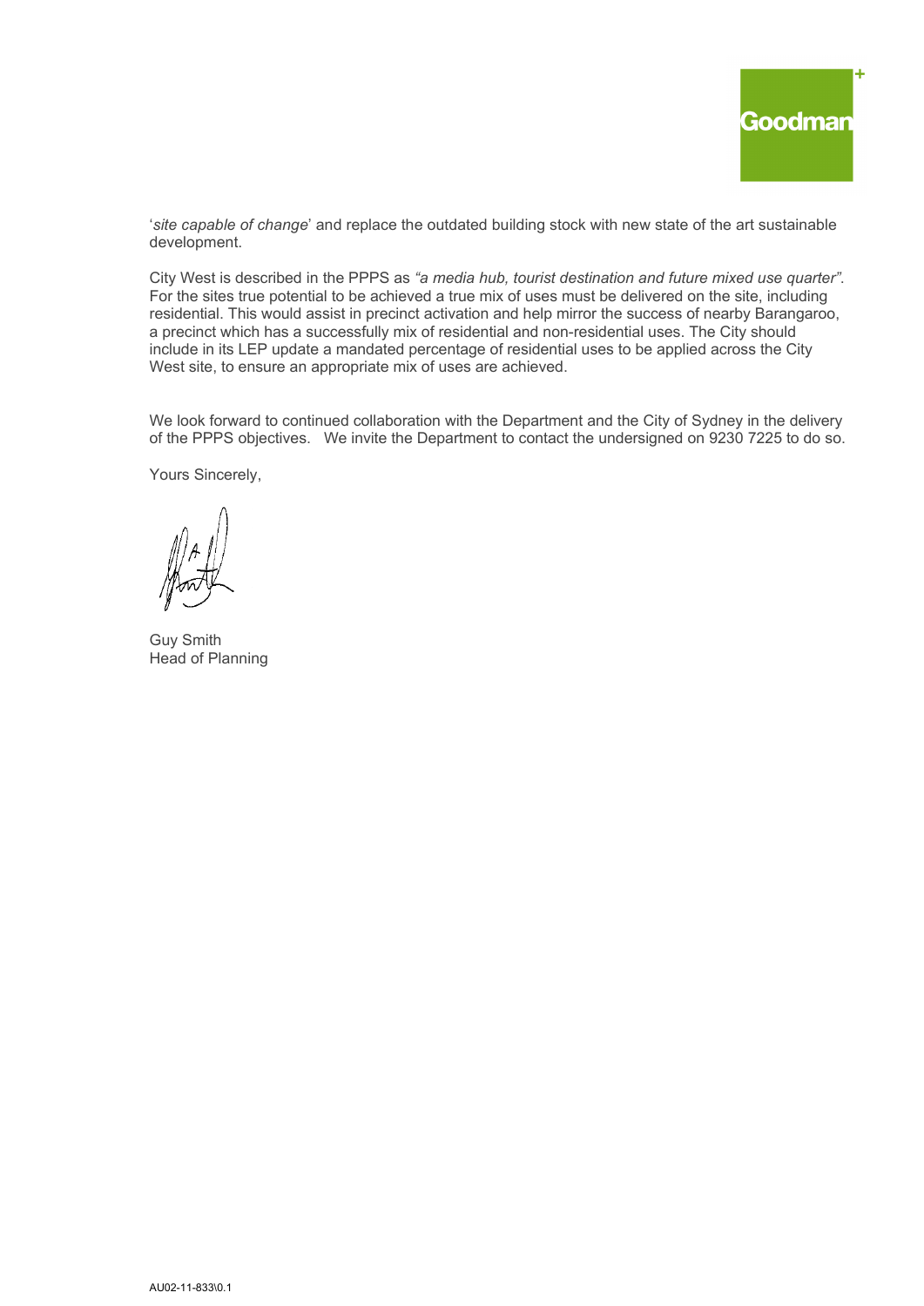'*site capable of change*' and replace the outdated building stock with new state of the art sustainable development.

City West is described in the PPPS as *"a media hub, tourist destination and future mixed use quarter"*. For the sites true potential to be achieved a true mix of uses must be delivered on the site, including residential. This would assist in precinct activation and help mirror the success of nearby Barangaroo, a precinct which has a successfully mix of residential and non-residential uses. The City should include in its LEP update a mandated percentage of residential uses to be applied across the City West site, to ensure an appropriate mix of uses are achieved.

We look forward to continued collaboration with the Department and the City of Sydney in the delivery of the PPPS objectives. We invite the Department to contact the undersigned on 9230 7225 to do so.

Yours Sincerely,

Guy Smith
Head of Planning

AU02-11-833\0.1